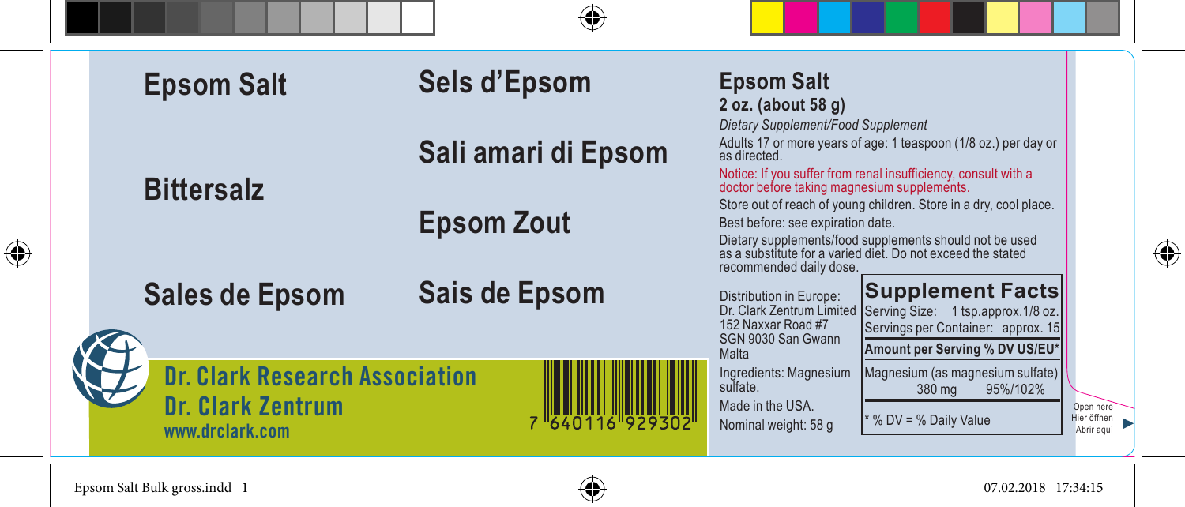# Epsom Salt

# Sels d'Epsom

# Sali amari di Epsom

# Bittersalz

# Epsom Zout

# Sales de Epsom

# Sais de Epsom

**Dr. Clark Research Association**
**Dr. Clark Zentrum**
**www.drclark.com**

7 640116 929302

## Epsom Salt

**2 oz. (about 58 g)**

*Dietary Supplement/Food Supplement*

Adults 17 or more years of age: 1 teaspoon (1/8 oz.) per day or as directed.

Notice: If you suffer from renal insufficiency, consult with a doctor before taking magnesium supplements.

Store out of reach of young children. Store in a dry, cool place.

Best before: see expiration date.

Dietary supplements/food supplements should not be used as a substitute for a varied diet. Do not exceed the stated recommended daily dose.

Distribution in Europe:
Dr. Clark Zentrum Limited
152 Naxxar Road #7
SGN 9030 San Gwann
Malta

Ingredients: Magnesium sulfate.

Made in the USA.

Nominal weight: 58 g

**Supplement Facts**

Serving Size: 1 tsp.approx.1/8 oz.
Servings per Container: approx. 15

| Amount per Serving | % DV US/EU* |
|---|---|
| Magnesium (as magnesium sulfate) 380 mg | 95%/102% |

\* % DV = % Daily Value

Open here
Hier öffnen
Abrir aquí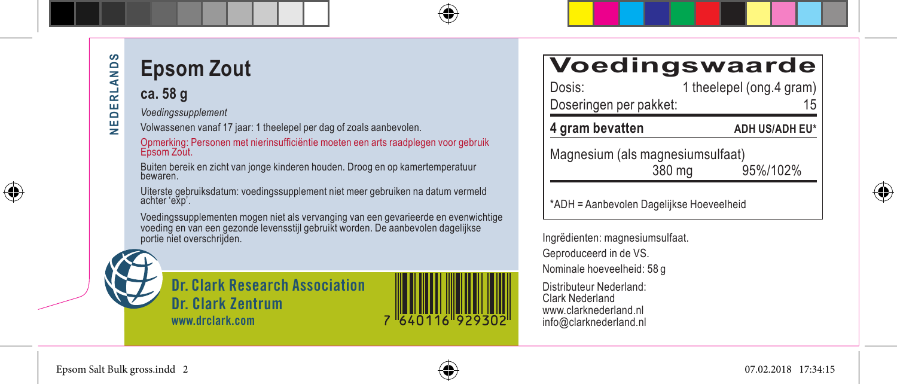NEDERLANDS

# Epsom Zout

## ca. 58 g

*Voedingssupplement*

Volwassenen vanaf 17 jaar: 1 theelepel per dag of zoals aanbevolen.

Opmerking: Personen met nierinsufficiëntie moeten een arts raadplegen voor gebruik Epsom Zout.

Buiten bereik en zicht van jonge kinderen houden. Droog en op kamertemperatuur bewaren.

Uiterste gebruiksdatum: voedingssupplement niet meer gebruiken na datum vermeld achter 'exp'.

Voedingssupplementen mogen niet als vervanging van een gevarieerde en evenwichtige voeding en van een gezonde levensstijl gebruikt worden. De aanbevolen dagelijkse portie niet overschrijden.

**Dr. Clark Research Association**
**Dr. Clark Zentrum**
**www.drclark.com**

7 640116 929302

# Voedingswaarde

| Dosis: | 1 theelepel (ong.4 gram) |
|---|---|
| Doseringen per pakket: | 15 |
| **4 gram bevatten** | **ADH US/ADH EU*** |
| Magnesium (als magnesiumsulfaat) 380 mg | 95%/102% |

*ADH = Aanbevolen Dagelijkse Hoeveelheid

Ingrëdienten: magnesiumsulfaat.

Geproduceerd in de VS.

Nominale hoeveelheid: 58 g

Distributeur Nederland:
Clark Nederland
www.clarknederland.nl
info@clarknederland.nl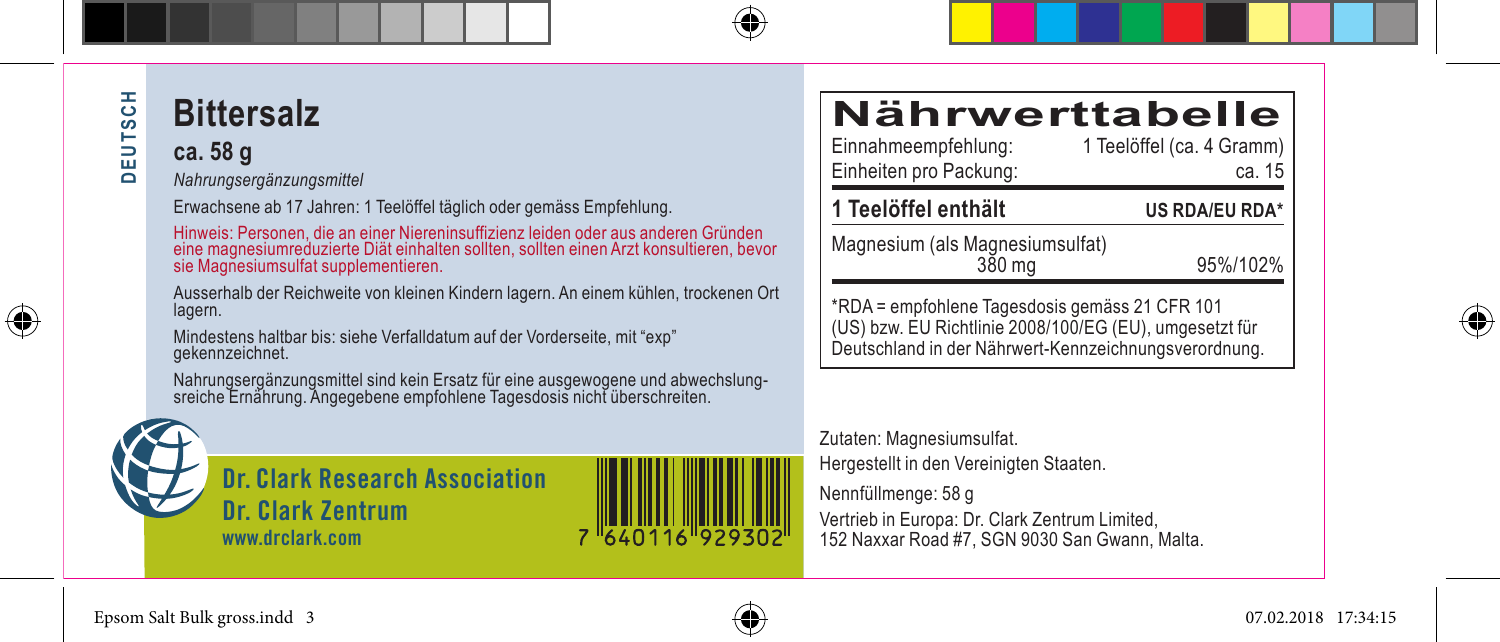DEUTSCH

# Bittersalz

## ca. 58 g

*Nahrungsergänzungsmittel*

Erwachsene ab 17 Jahren: 1 Teelöffel täglich oder gemäss Empfehlung.

Hinweis: Personen, die an einer Niereninsuffizienz leiden oder aus anderen Gründen eine magnesiumreduzierte Diät einhalten sollten, sollten einen Arzt konsultieren, bevor sie Magnesiumsulfat supplementieren.

Ausserhalb der Reichweite von kleinen Kindern lagern. An einem kühlen, trockenen Ort lagern.

Mindestens haltbar bis: siehe Verfalldatum auf der Vorderseite, mit "exp" gekennzeichnet.

Nahrungsergänzungsmittel sind kein Ersatz für eine ausgewogene und abwechslungsreiche Ernährung. Angegebene empfohlene Tagesdosis nicht überschreiten.

**Dr. Clark Research Association**
**Dr. Clark Zentrum**
www.drclark.com

7 640116 929302

# Nährwerttabelle

| Einnahmeempfehlung: | 1 Teelöffel (ca. 4 Gramm) |
|---|---|
| Einheiten pro Packung: | ca. 15 |
| **1 Teelöffel enthält** | **US RDA/EU RDA*** |
| Magnesium (als Magnesiumsulfat) 380 mg | 95%/102% |

*RDA = empfohlene Tagesdosis gemäss 21 CFR 101 (US) bzw. EU Richtlinie 2008/100/EG (EU), umgesetzt für Deutschland in der Nährwert-Kennzeichnungsverordnung.

Zutaten: Magnesiumsulfat.
Hergestellt in den Vereinigten Staaten.

Nennfüllmenge: 58 g

Vertrieb in Europa: Dr. Clark Zentrum Limited, 152 Naxxar Road #7, SGN 9030 San Gwann, Malta.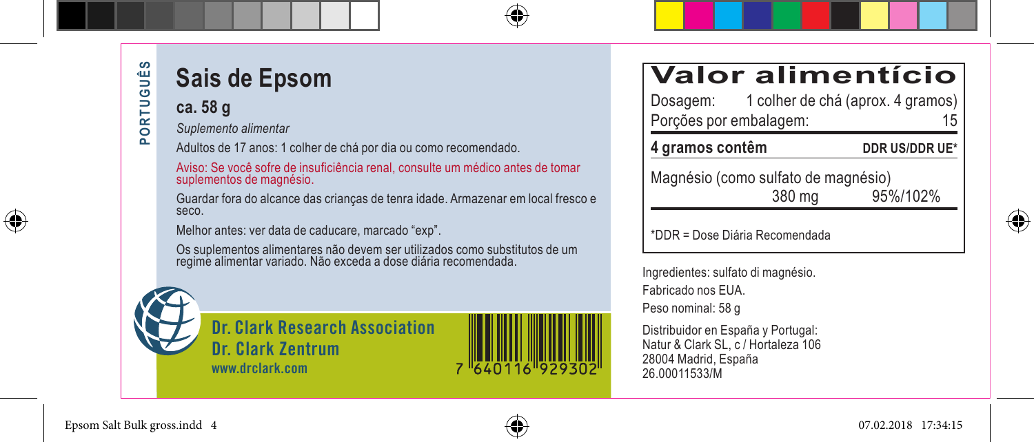PORTUGUÊS

# Sais de Epsom

## ca. 58 g

*Suplemento alimentar*

Adultos de 17 anos: 1 colher de chá por dia ou como recomendado.

Aviso: Se você sofre de insuficiência renal, consulte um médico antes de tomar suplementos de magnésio.

Guardar fora do alcance das crianças de tenra idade. Armazenar em local fresco e seco.

Melhor antes: ver data de caducare, marcado "exp".

Os suplementos alimentares não devem ser utilizados como substitutos de um regime alimentar variado. Não exceda a dose diária recomendada.

**Dr. Clark Research Association**
**Dr. Clark Zentrum**
www.drclark.com

7 640116 929302

# Valor alimentício

Dosagem: 1 colher de chá (aprox. 4 gramos)
Porções por embalagem: 15

| 4 gramos contêm | | DDR US/DDR UE* |
|---|---|---|
| Magnésio (como sulfato de magnésio) | 380 mg | 95%/102% |

*DDR = Dose Diária Recomendada

Ingredientes: sulfato di magnésio.

Fabricado nos EUA.

Peso nominal: 58 g

Distribuidor en España y Portugal:
Natur & Clark SL, c / Hortaleza 106
28004 Madrid, España
26.00011533/M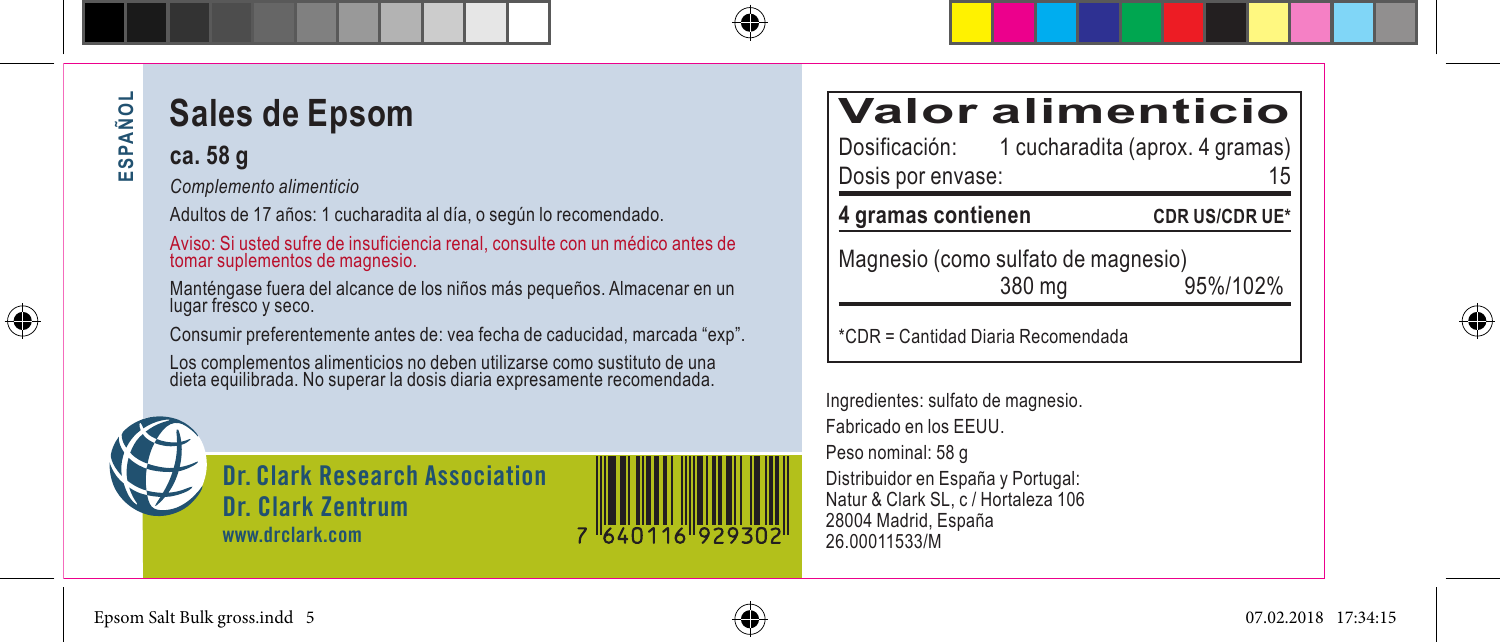ESPAÑOL

# Sales de Epsom

**ca. 58 g**

*Complemento alimenticio*

Adultos de 17 años: 1 cucharadita al día, o según lo recomendado.

Aviso: Si usted sufre de insuficiencia renal, consulte con un médico antes de tomar suplementos de magnesio.

Manténgase fuera del alcance de los niños más pequeños. Almacenar en un lugar fresco y seco.

Consumir preferentemente antes de: vea fecha de caducidad, marcada "exp".

Los complementos alimenticios no deben utilizarse como sustituto de una dieta equilibrada. No superar la dosis diaria expresamente recomendada.

**Dr. Clark Research Association**
**Dr. Clark Zentrum**
www.drclark.com

7 640116 929302

## Valor alimenticio

Dosificación: 1 cucharadita (aprox. 4 gramas)
Dosis por envase: 15

| 4 gramas contienen | | CDR US/CDR UE* |
|---|---|---|
| Magnesio (como sulfato de magnesio) | 380 mg | 95%/102% |

*CDR = Cantidad Diaria Recomendada

Ingredientes: sulfato de magnesio.

Fabricado en los EEUU.

Peso nominal: 58 g

Distribuidor en España y Portugal:
Natur & Clark SL, c / Hortaleza 106
28004 Madrid, España
26.00011533/M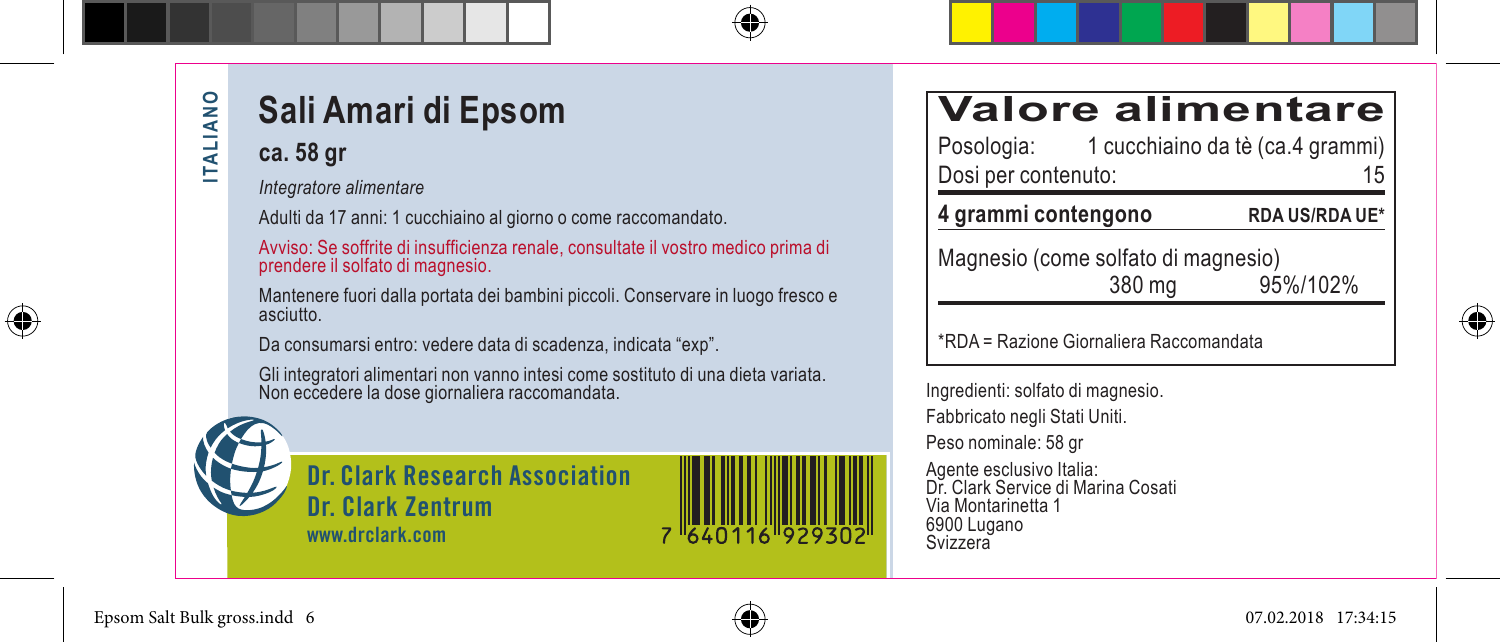ITALIANO

# Sali Amari di Epsom

## ca. 58 gr

*Integratore alimentare*

Adulti da 17 anni: 1 cucchiaino al giorno o come raccomandato.

Avviso: Se soffrite di insufficienza renale, consultate il vostro medico prima di prendere il solfato di magnesio.

Mantenere fuori dalla portata dei bambini piccoli. Conservare in luogo fresco e asciutto.

Da consumarsi entro: vedere data di scadenza, indicata "exp".

Gli integratori alimentari non vanno intesi come sostituto di una dieta variata. Non eccedere la dose giornaliera raccomandata.

**Dr. Clark Research Association**
**Dr. Clark Zentrum**
www.drclark.com

7 640116 929302

# Valore alimentare

| Posologia: | 1 cucchiaino da tè (ca.4 grammi) |
|---|---|
| Dosi per contenuto: | 15 |

| **4 grammi contengono** | | **RDA US/RDA UE*** |
|---|---|---|
| Magnesio (come solfato di magnesio) | 380 mg | 95%/102% |

*RDA = Razione Giornaliera Raccomandata

Ingredienti: solfato di magnesio.

Fabbricato negli Stati Uniti.

Peso nominale: 58 gr

Agente esclusivo Italia:
Dr. Clark Service di Marina Cosati
Via Montarinetta 1
6900 Lugano
Svizzera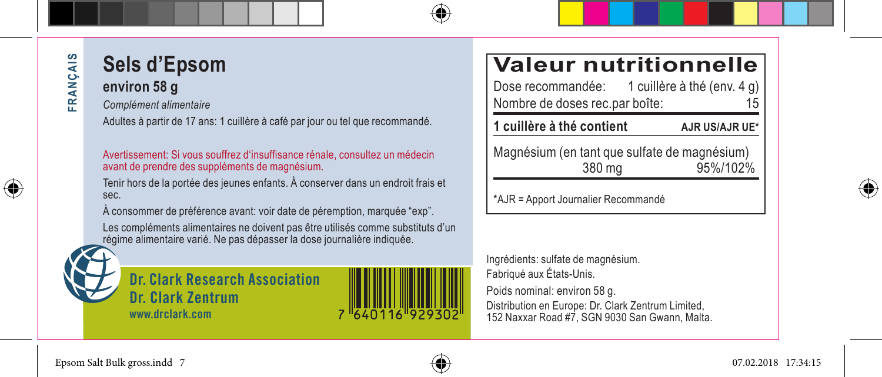FRANÇAIS

# Sels d'Epsom

## environ 58 g

*Complément alimentaire*

Adultes à partir de 17 ans: 1 cuillère à café par jour ou tel que recommandé.

Avertissement: Si vous souffrez d'insuffisance rénale, consultez un médecin avant de prendre des suppléments de magnésium.

Tenir hors de la portée des jeunes enfants. À conserver dans un endroit frais et sec.

À consommer de préférence avant: voir date de péremption, marquée "exp".

Les compléments alimentaires ne doivent pas être utilisés comme substituts d'un régime alimentaire varié. Ne pas dépasser la dose journalière indiquée.

**Dr. Clark Research Association**
**Dr. Clark Zentrum**
www.drclark.com

7 640116 929302

# Valeur nutritionnelle

| Dose recommandée: | 1 cuillère à thé (env. 4 g) |
|---|---|
| Nombre de doses rec.par boîte: | 15 |
| **1 cuillère à thé contient** | **AJR US/AJR UE*** |
| Magnésium (en tant que sulfate de magnésium) 380 mg | 95%/102% |

*AJR = Apport Journalier Recommandé

Ingrédients: sulfate de magnésium.
Fabriqué aux États-Unis.

Poids nominal: environ 58 g.

Distribution en Europe: Dr. Clark Zentrum Limited, 152 Naxxar Road #7, SGN 9030 San Gwann, Malta.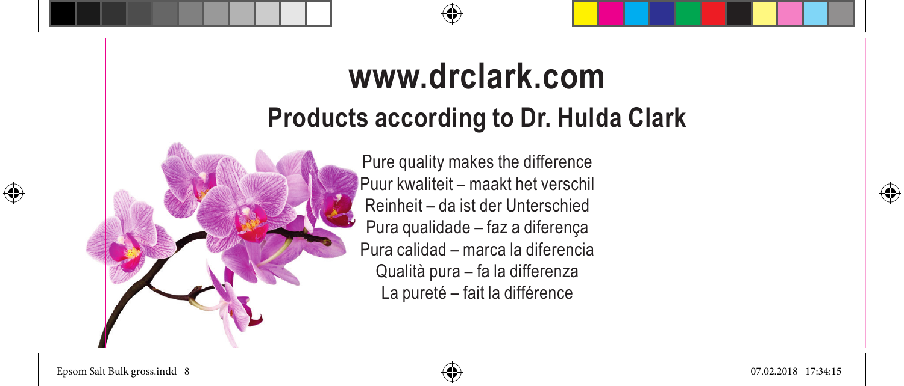# www.drclark.com

## Products according to Dr. Hulda Clark

Pure quality makes the difference
Puur kwaliteit – maakt het verschil
Reinheit – da ist der Unterschied
Pura qualidade – faz a diferença
Pura calidad – marca la diferencia
Qualità pura – fa la differenza
La pureté – fait la différence